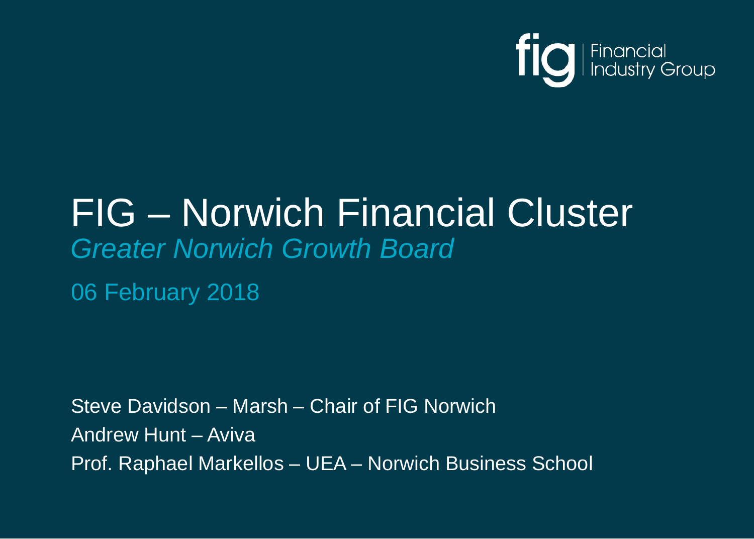fig | Financial Industry Group

# FIG – Norwich Financial Cluster

*Greater Norwich Growth Board*

06 February 2018

Steve Davidson – Marsh – Chair of FIG Norwich

Andrew Hunt – Aviva

Prof. Raphael Markellos – UEA – Norwich Business School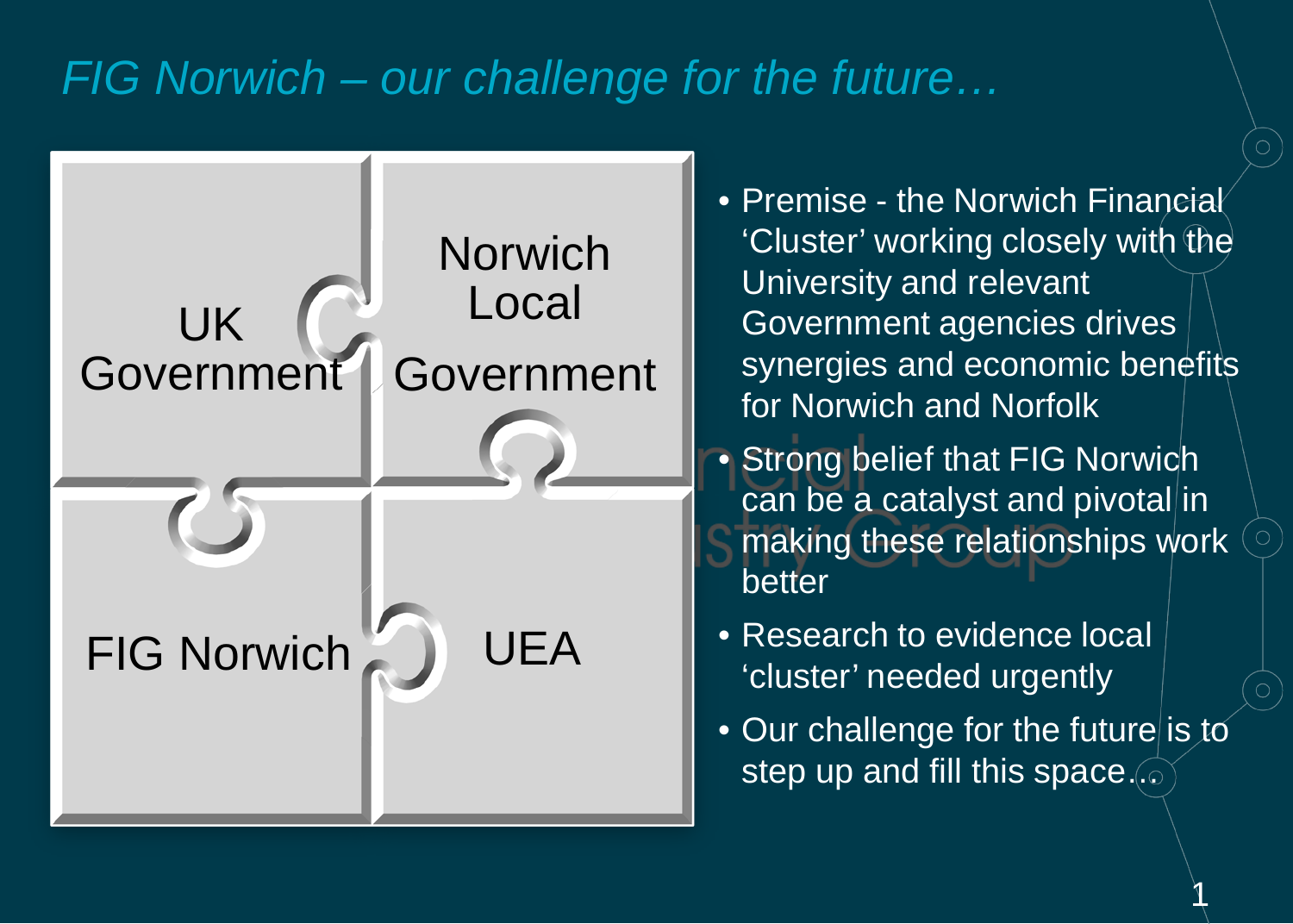# FIG Norwich – our challenge for the future…

UK Government | Norwich Local Government
FIG Norwich | UEA

- Premise - the Norwich Financial 'Cluster' working closely with the University and relevant Government agencies drives synergies and economic benefits for Norwich and Norfolk
- Strong belief that FIG Norwich can be a catalyst and pivotal in making these relationships work better
- Research to evidence local 'cluster' needed urgently
- Our challenge for the future is to step up and fill this space…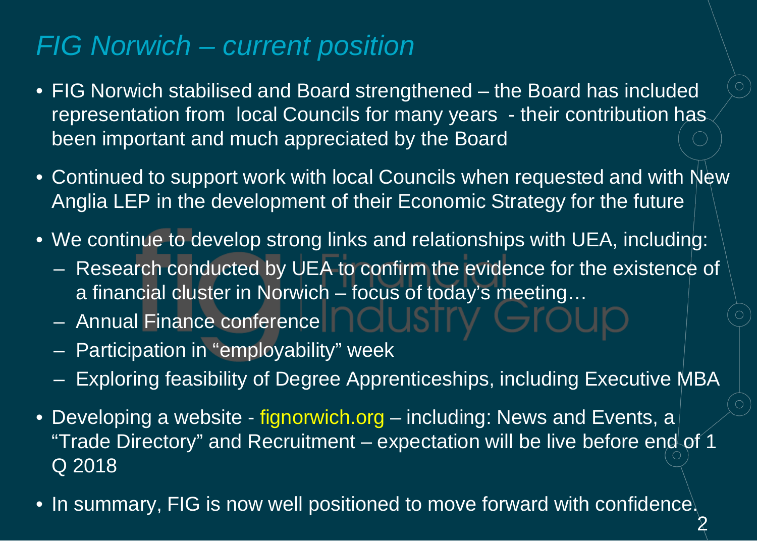# *FIG Norwich – current position*

- FIG Norwich stabilised and Board strengthened – the Board has included representation from local Councils for many years - their contribution has been important and much appreciated by the Board
- Continued to support work with local Councils when requested and with New Anglia LEP in the development of their Economic Strategy for the future
- We continue to develop strong links and relationships with UEA, including:
  - Research conducted by UEA to confirm the evidence for the existence of a financial cluster in Norwich – focus of today's meeting…
  - Annual Finance conference
  - Participation in "employability" week
  - Exploring feasibility of Degree Apprenticeships, including Executive MBA
- Developing a website - fignorwich.org – including: News and Events, a "Trade Directory" and Recruitment – expectation will be live before end of 1 Q 2018
- In summary, FIG is now well positioned to move forward with confidence.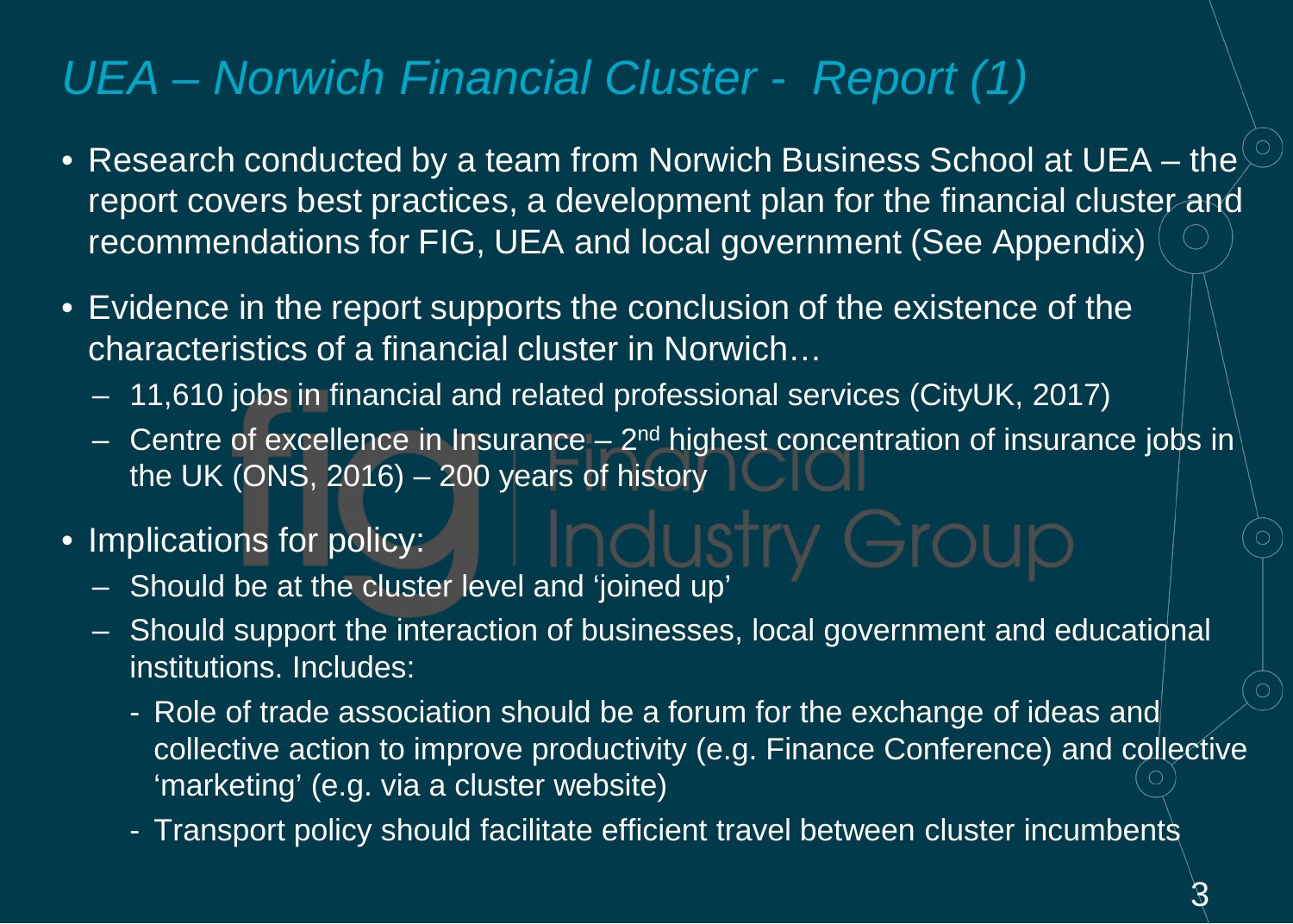# *UEA – Norwich Financial Cluster - Report (1)*

- Research conducted by a team from Norwich Business School at UEA – the report covers best practices, a development plan for the financial cluster and recommendations for FIG, UEA and local government (See Appendix)
- Evidence in the report supports the conclusion of the existence of the characteristics of a financial cluster in Norwich…
  - 11,610 jobs in financial and related professional services (CityUK, 2017)
  - Centre of excellence in Insurance – 2nd highest concentration of insurance jobs in the UK (ONS, 2016) – 200 years of history
- Implications for policy:
  - Should be at the cluster level and 'joined up'
  - Should support the interaction of businesses, local government and educational institutions. Includes:
    - Role of trade association should be a forum for the exchange of ideas and collective action to improve productivity (e.g. Finance Conference) and collective 'marketing' (e.g. via a cluster website)
    - Transport policy should facilitate efficient travel between cluster incumbents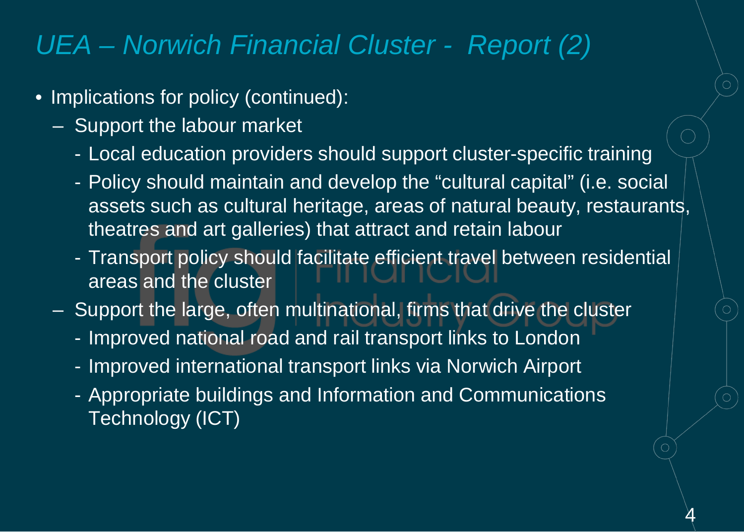# *UEA – Norwich Financial Cluster - Report (2)*

- Implications for policy (continued):
  - Support the labour market
    - Local education providers should support cluster-specific training
    - Policy should maintain and develop the "cultural capital" (i.e. social assets such as cultural heritage, areas of natural beauty, restaurants, theatres and art galleries) that attract and retain labour
    - Transport policy should facilitate efficient travel between residential areas and the cluster
  - Support the large, often multinational, firms that drive the cluster
    - Improved national road and rail transport links to London
    - Improved international transport links via Norwich Airport
    - Appropriate buildings and Information and Communications Technology (ICT)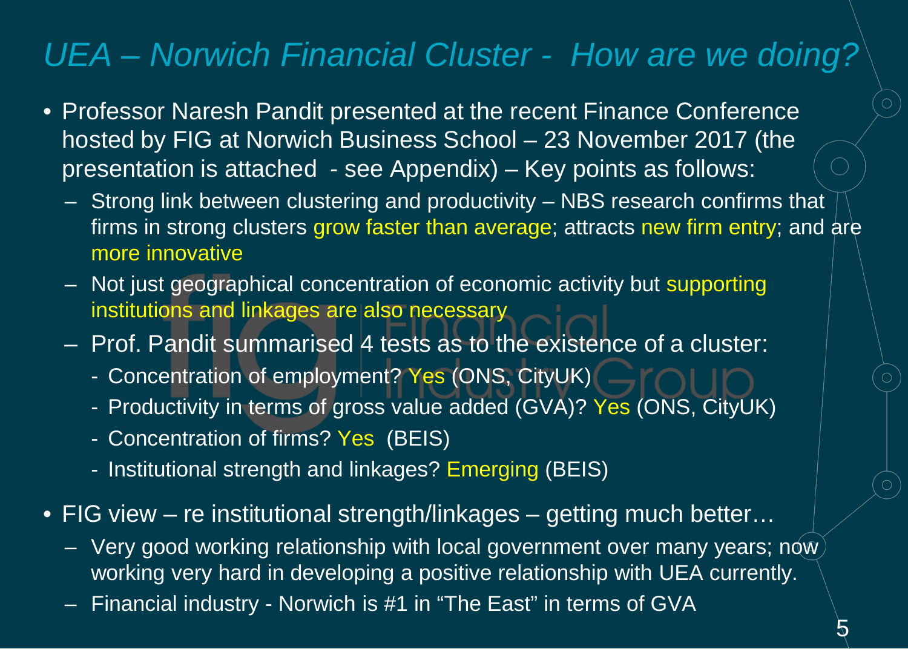# *UEA – Norwich Financial Cluster - How are we doing?*

- Professor Naresh Pandit presented at the recent Finance Conference hosted by FIG at Norwich Business School – 23 November 2017 (the presentation is attached - see Appendix) – Key points as follows:
  - Strong link between clustering and productivity – NBS research confirms that firms in strong clusters grow faster than average; attracts new firm entry; and are more innovative
  - Not just geographical concentration of economic activity but supporting institutions and linkages are also necessary
  - Prof. Pandit summarised 4 tests as to the existence of a cluster:
    - Concentration of employment? Yes (ONS, CityUK)
    - Productivity in terms of gross value added (GVA)? Yes (ONS, CityUK)
    - Concentration of firms? Yes (BEIS)
    - Institutional strength and linkages? Emerging (BEIS)
- FIG view – re institutional strength/linkages – getting much better…
  - Very good working relationship with local government over many years; now working very hard in developing a positive relationship with UEA currently.
  - Financial industry - Norwich is #1 in "The East" in terms of GVA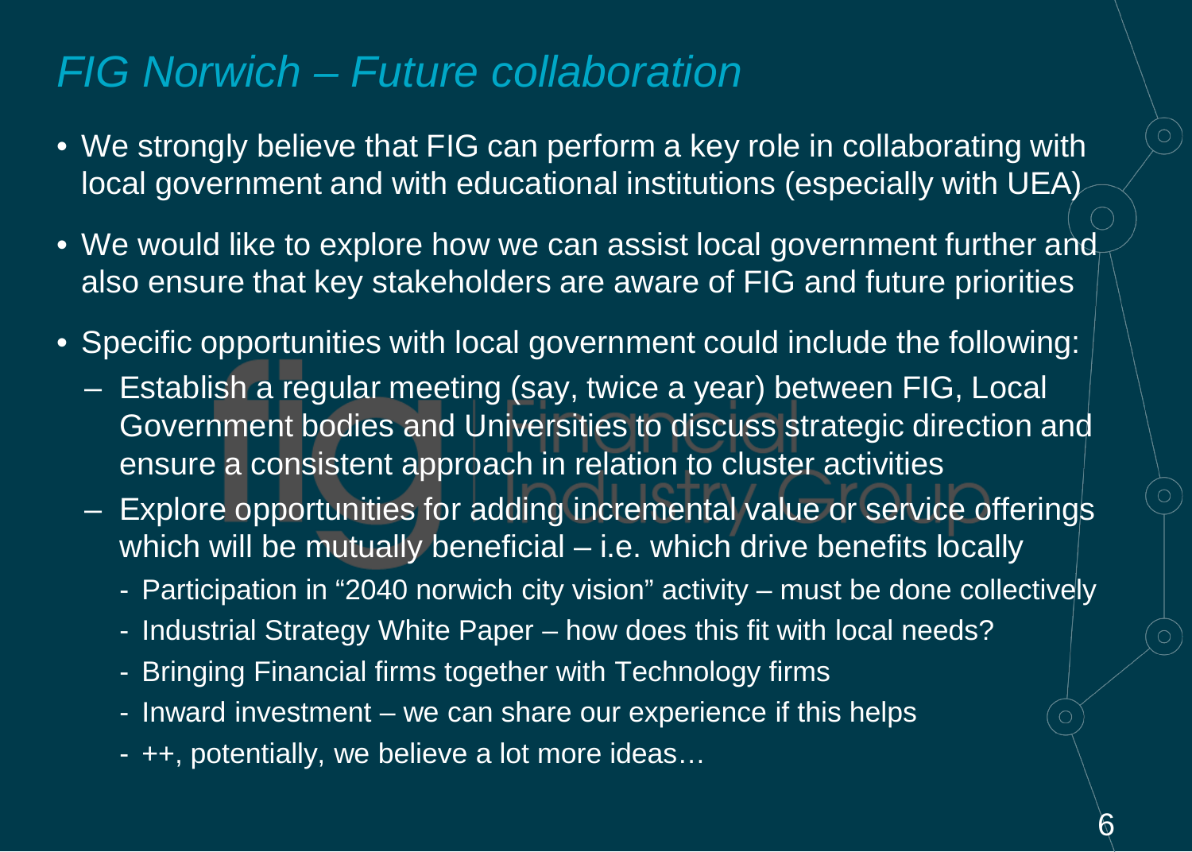# *FIG Norwich – Future collaboration*

- We strongly believe that FIG can perform a key role in collaborating with local government and with educational institutions (especially with UEA)
- We would like to explore how we can assist local government further and also ensure that key stakeholders are aware of FIG and future priorities
- Specific opportunities with local government could include the following:
  - Establish a regular meeting (say, twice a year) between FIG, Local Government bodies and Universities to discuss strategic direction and ensure a consistent approach in relation to cluster activities
  - Explore opportunities for adding incremental value or service offerings which will be mutually beneficial – i.e. which drive benefits locally
    - Participation in "2040 norwich city vision" activity – must be done collectively
    - Industrial Strategy White Paper – how does this fit with local needs?
    - Bringing Financial firms together with Technology firms
    - Inward investment – we can share our experience if this helps
    - ++, potentially, we believe a lot more ideas…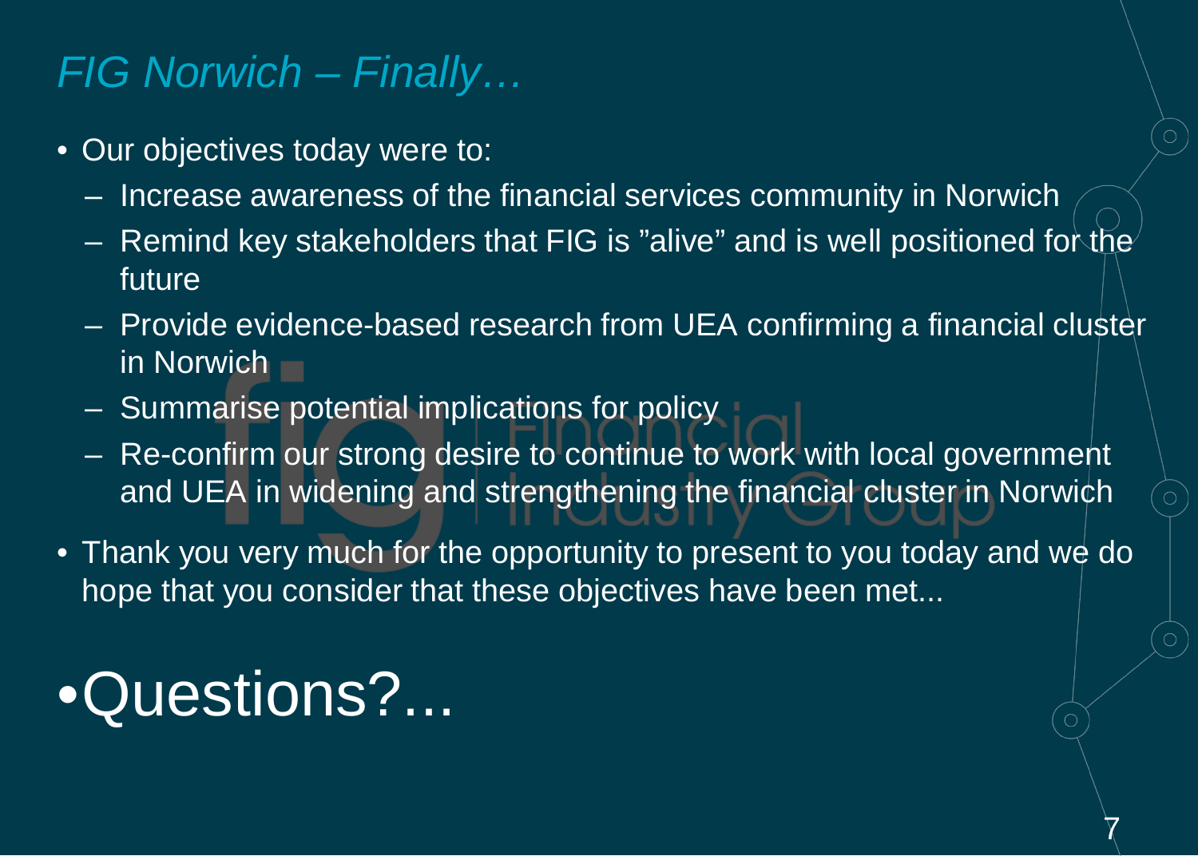## *FIG Norwich – Finally…*

- Our objectives today were to:
  - Increase awareness of the financial services community in Norwich
  - Remind key stakeholders that FIG is ”alive” and is well positioned for the future
  - Provide evidence-based research from UEA confirming a financial cluster in Norwich
  - Summarise potential implications for policy
  - Re-confirm our strong desire to continue to work with local government and UEA in widening and strengthening the financial cluster in Norwich
- Thank you very much for the opportunity to present to you today and we do hope that you consider that these objectives have been met...

# •Questions?...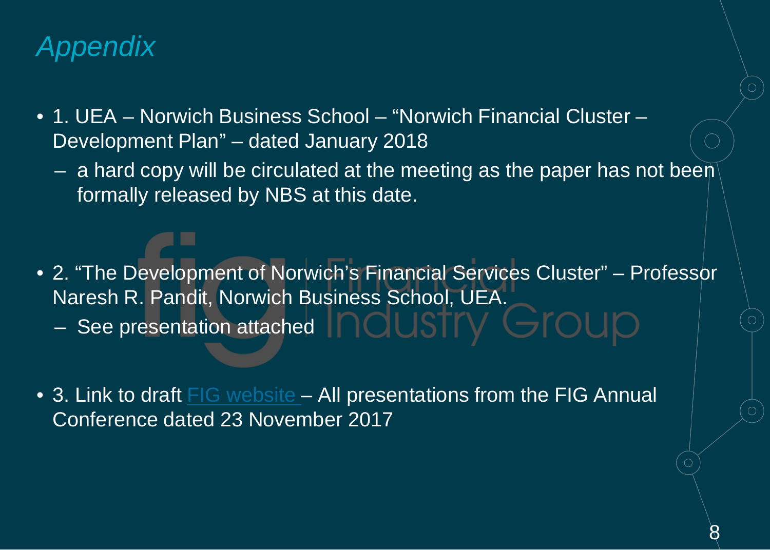# *Appendix*

- 1. UEA – Norwich Business School – “Norwich Financial Cluster – Development Plan” – dated January 2018
  - a hard copy will be circulated at the meeting as the paper has not been formally released by NBS at this date.

- 2. “The Development of Norwich’s Financial Services Cluster” – Professor Naresh R. Pandit, Norwich Business School, UEA.
  - See presentation attached

- 3. Link to draft FIG website – All presentations from the FIG Annual Conference dated 23 November 2017